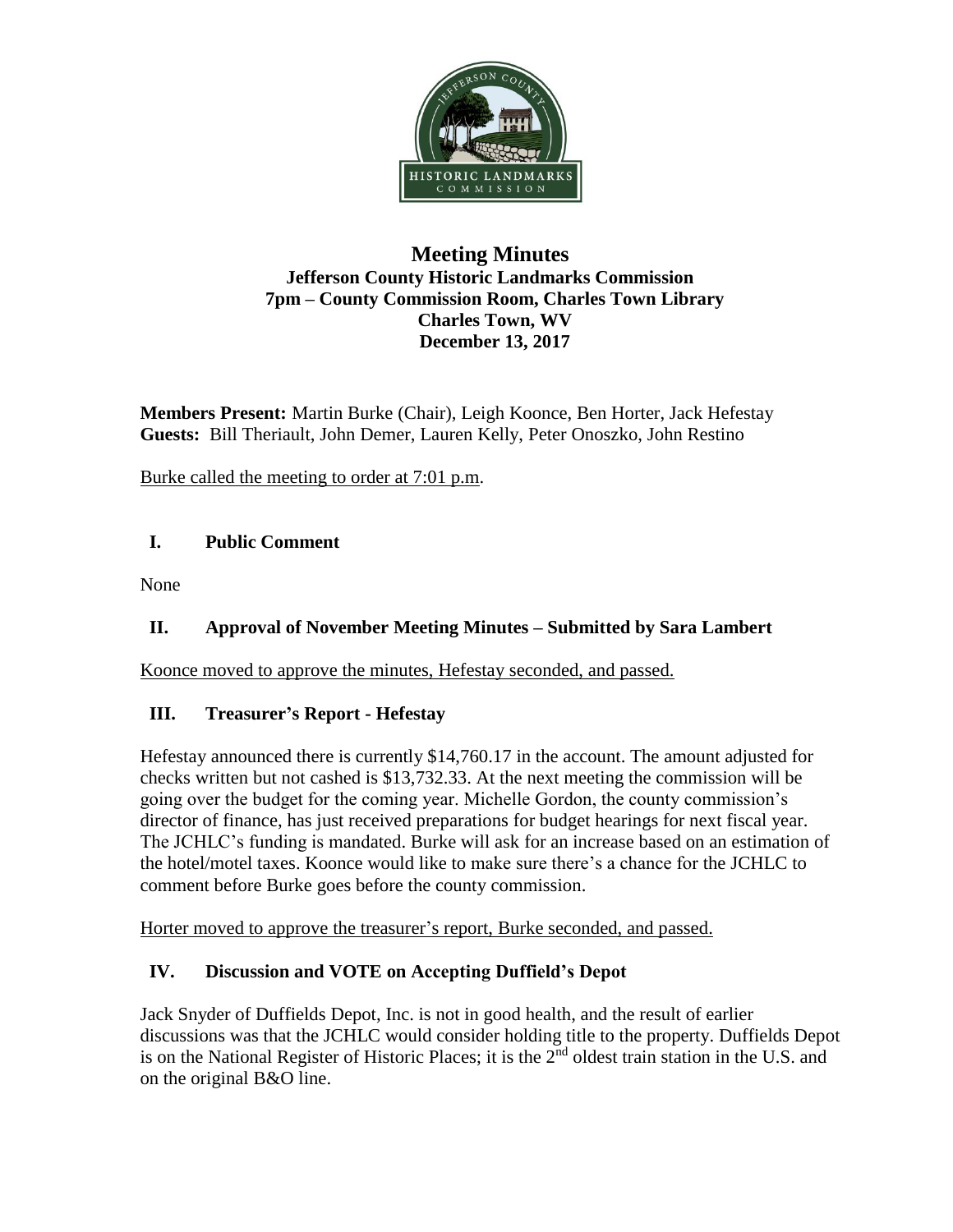# Meeting Minutes

**Jefferson County Historic Landmarks Commission**
**7pm – County Commission Room, Charles Town Library**
**Charles Town, WV**
**December 13, 2017**

**Members Present:** Martin Burke (Chair), Leigh Koonce, Ben Horter, Jack Hefestay
**Guests:** Bill Theriault, John Demer, Lauren Kelly, Peter Onoszko, John Restino

Burke called the meeting to order at 7:01 p.m.

## I. Public Comment

None

## II. Approval of November Meeting Minutes – Submitted by Sara Lambert

Koonce moved to approve the minutes, Hefestay seconded, and passed.

## III. Treasurer's Report - Hefestay

Hefestay announced there is currently $14,760.17 in the account. The amount adjusted for checks written but not cashed is $13,732.33. At the next meeting the commission will be going over the budget for the coming year. Michelle Gordon, the county commission's director of finance, has just received preparations for budget hearings for next fiscal year. The JCHLC's funding is mandated. Burke will ask for an increase based on an estimation of the hotel/motel taxes. Koonce would like to make sure there's a chance for the JCHLC to comment before Burke goes before the county commission.

Horter moved to approve the treasurer's report, Burke seconded, and passed.

## IV. Discussion and VOTE on Accepting Duffield's Depot

Jack Snyder of Duffields Depot, Inc. is not in good health, and the result of earlier discussions was that the JCHLC would consider holding title to the property. Duffields Depot is on the National Register of Historic Places; it is the 2nd oldest train station in the U.S. and on the original B&O line.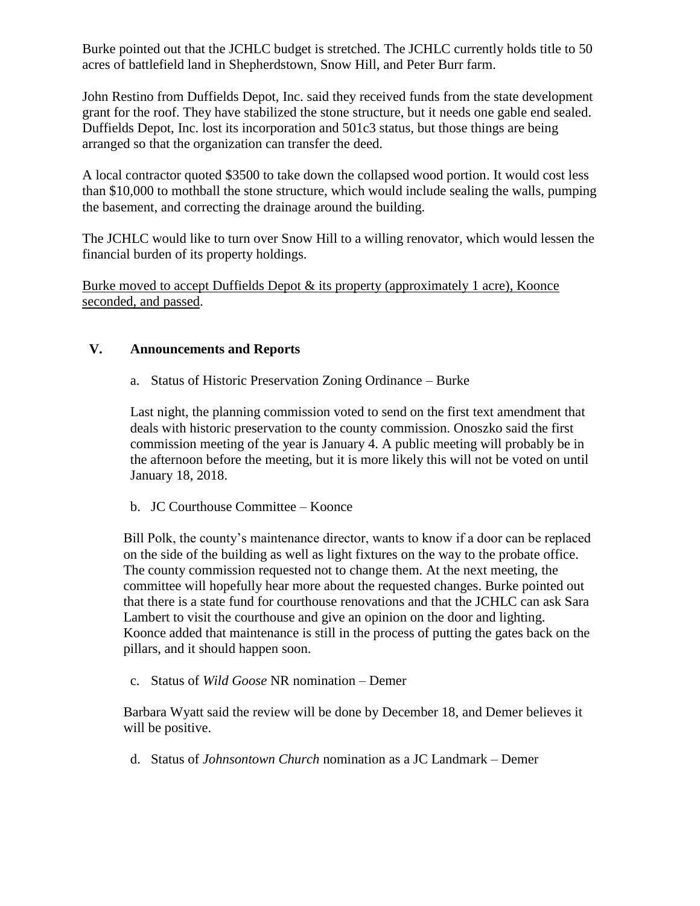Burke pointed out that the JCHLC budget is stretched. The JCHLC currently holds title to 50 acres of battlefield land in Shepherdstown, Snow Hill, and Peter Burr farm.

John Restino from Duffields Depot, Inc. said they received funds from the state development grant for the roof. They have stabilized the stone structure, but it needs one gable end sealed. Duffields Depot, Inc. lost its incorporation and 501c3 status, but those things are being arranged so that the organization can transfer the deed.

A local contractor quoted $3500 to take down the collapsed wood portion. It would cost less than $10,000 to mothball the stone structure, which would include sealing the walls, pumping the basement, and correcting the drainage around the building.

The JCHLC would like to turn over Snow Hill to a willing renovator, which would lessen the financial burden of its property holdings.

<u>Burke moved to accept Duffields Depot & its property (approximately 1 acre), Koonce seconded, and passed</u>.

## V. Announcements and Reports

a. Status of Historic Preservation Zoning Ordinance – Burke

Last night, the planning commission voted to send on the first text amendment that deals with historic preservation to the county commission. Onoszko said the first commission meeting of the year is January 4. A public meeting will probably be in the afternoon before the meeting, but it is more likely this will not be voted on until January 18, 2018.

b. JC Courthouse Committee – Koonce

Bill Polk, the county's maintenance director, wants to know if a door can be replaced on the side of the building as well as light fixtures on the way to the probate office. The county commission requested not to change them. At the next meeting, the committee will hopefully hear more about the requested changes. Burke pointed out that there is a state fund for courthouse renovations and that the JCHLC can ask Sara Lambert to visit the courthouse and give an opinion on the door and lighting. Koonce added that maintenance is still in the process of putting the gates back on the pillars, and it should happen soon.

c. Status of *Wild Goose* NR nomination – Demer

Barbara Wyatt said the review will be done by December 18, and Demer believes it will be positive.

d. Status of *Johnsontown Church* nomination as a JC Landmark – Demer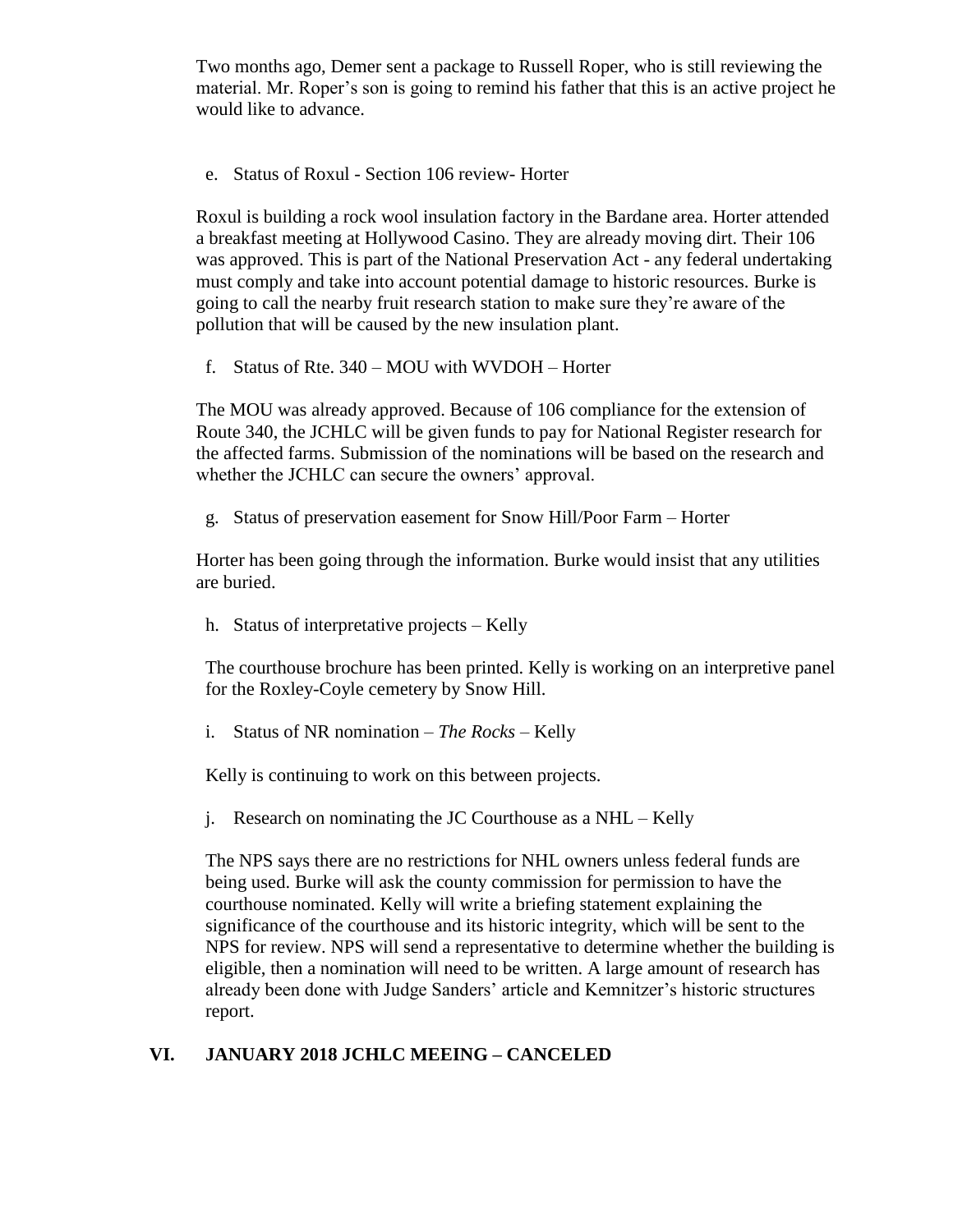Two months ago, Demer sent a package to Russell Roper, who is still reviewing the material. Mr. Roper's son is going to remind his father that this is an active project he would like to advance.

e. Status of Roxul - Section 106 review- Horter

Roxul is building a rock wool insulation factory in the Bardane area. Horter attended a breakfast meeting at Hollywood Casino. They are already moving dirt. Their 106 was approved. This is part of the National Preservation Act - any federal undertaking must comply and take into account potential damage to historic resources. Burke is going to call the nearby fruit research station to make sure they're aware of the pollution that will be caused by the new insulation plant.

f. Status of Rte. 340 – MOU with WVDOH – Horter

The MOU was already approved. Because of 106 compliance for the extension of Route 340, the JCHLC will be given funds to pay for National Register research for the affected farms. Submission of the nominations will be based on the research and whether the JCHLC can secure the owners' approval.

g. Status of preservation easement for Snow Hill/Poor Farm – Horter

Horter has been going through the information. Burke would insist that any utilities are buried.

h. Status of interpretative projects – Kelly

The courthouse brochure has been printed. Kelly is working on an interpretive panel for the Roxley-Coyle cemetery by Snow Hill.

i. Status of NR nomination – *The Rocks* – Kelly

Kelly is continuing to work on this between projects.

j. Research on nominating the JC Courthouse as a NHL – Kelly

The NPS says there are no restrictions for NHL owners unless federal funds are being used. Burke will ask the county commission for permission to have the courthouse nominated. Kelly will write a briefing statement explaining the significance of the courthouse and its historic integrity, which will be sent to the NPS for review. NPS will send a representative to determine whether the building is eligible, then a nomination will need to be written. A large amount of research has already been done with Judge Sanders' article and Kemnitzer's historic structures report.

## VI. JANUARY 2018 JCHLC MEEING – CANCELED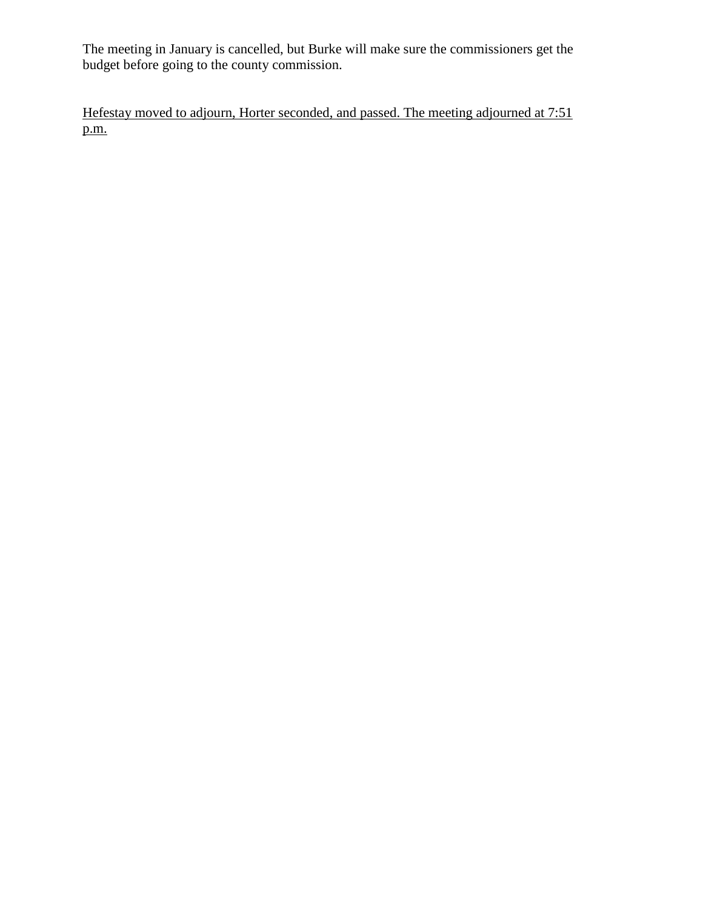The meeting in January is cancelled, but Burke will make sure the commissioners get the budget before going to the county commission.

<u>Hefestay moved to adjourn, Horter seconded, and passed. The meeting adjourned at 7:51 p.m.</u>